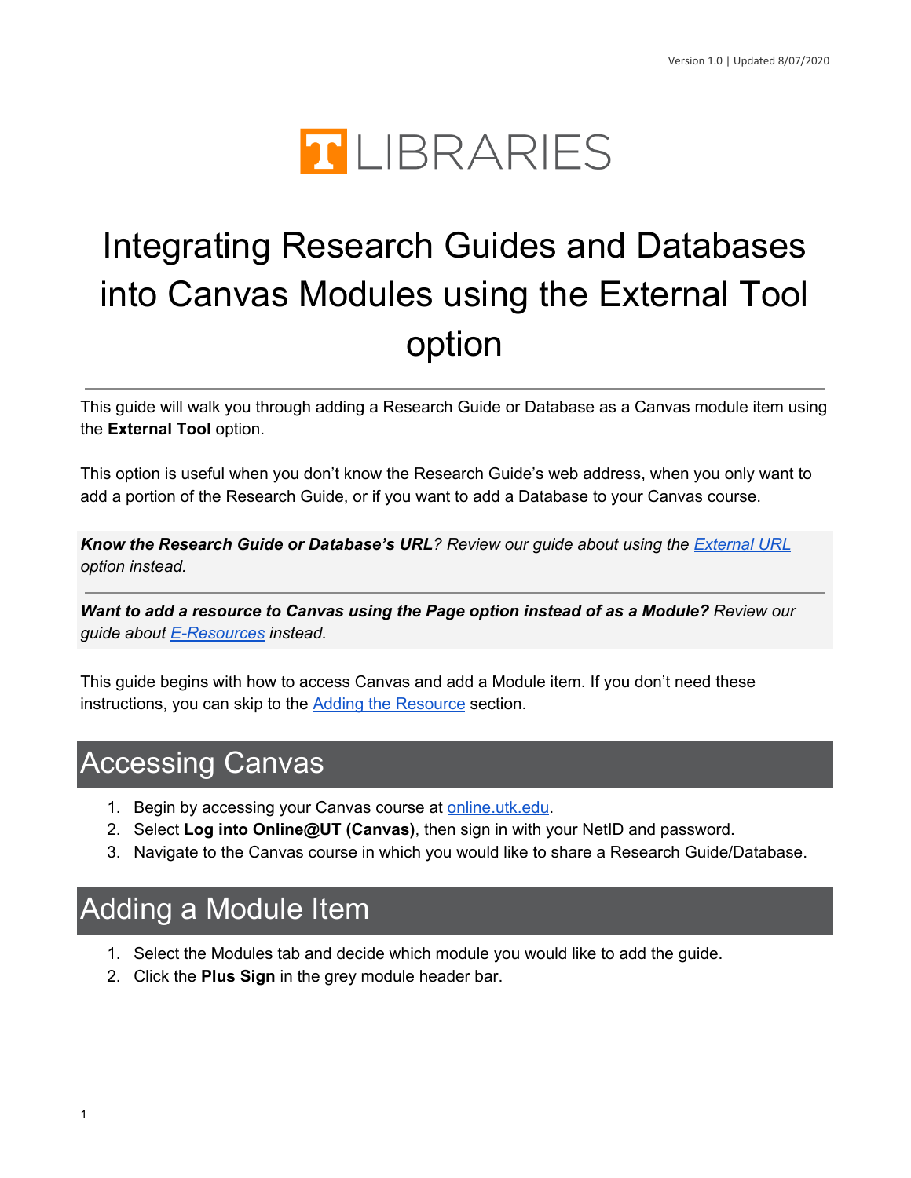TLIBRARIES

# Integrating Research Guides and Databases into Canvas Modules using the External Tool option

This guide will walk you through adding a Research Guide or Database as a Canvas module item using the **External Tool** option.

This option is useful when you don't know the Research Guide's web address, when you only want to add a portion of the Research Guide, or if you want to add a Database to your Canvas course.

***Know the Research Guide or Database's URL****? Review our guide about using the [External URL](#) option instead.*

---

***Want to add a resource to Canvas using the Page option instead of as a Module?*** *Review our guide about [E-Resources](#) instead.*

This guide begins with how to access Canvas and add a Module item. If you don't need these instructions, you can skip to the [Adding the Resource](#) section.

## Accessing Canvas

1. Begin by accessing your Canvas course at [online.utk.edu](#).
2. Select **Log into Online@UT (Canvas)**, then sign in with your NetID and password.
3. Navigate to the Canvas course in which you would like to share a Research Guide/Database.

## Adding a Module Item

1. Select the Modules tab and decide which module you would like to add the guide.
2. Click the **Plus Sign** in the grey module header bar.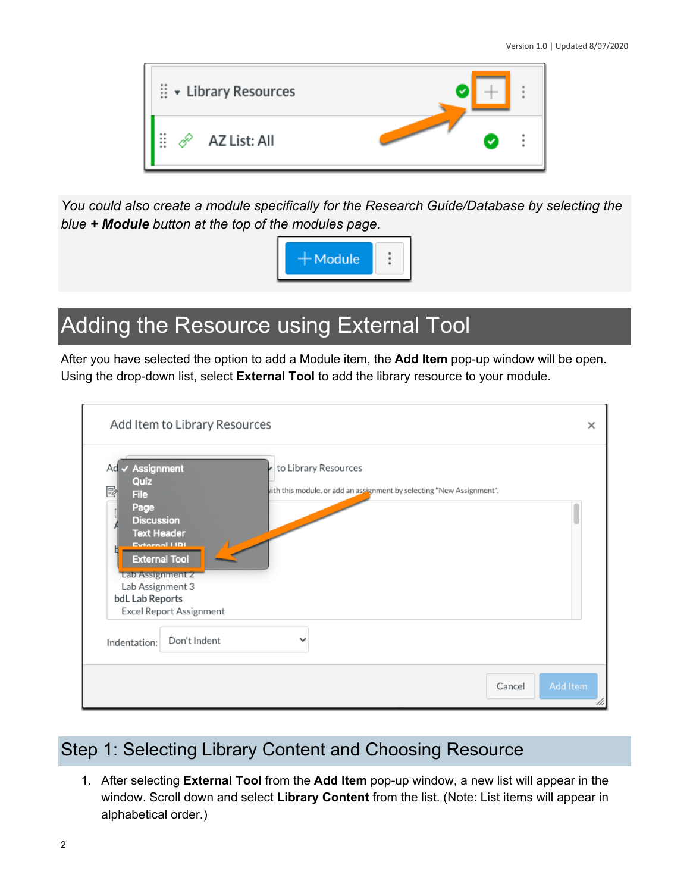*You could also create a module specifically for the Research Guide/Database by selecting the blue **+ Module** button at the top of the modules page.*

# Adding the Resource using External Tool

After you have selected the option to add a Module item, the **Add Item** pop-up window will be open. Using the drop-down list, select **External Tool** to add the library resource to your module.

## Step 1: Selecting Library Content and Choosing Resource

1. After selecting **External Tool** from the **Add Item** pop-up window, a new list will appear in the window. Scroll down and select **Library Content** from the list. (Note: List items will appear in alphabetical order.)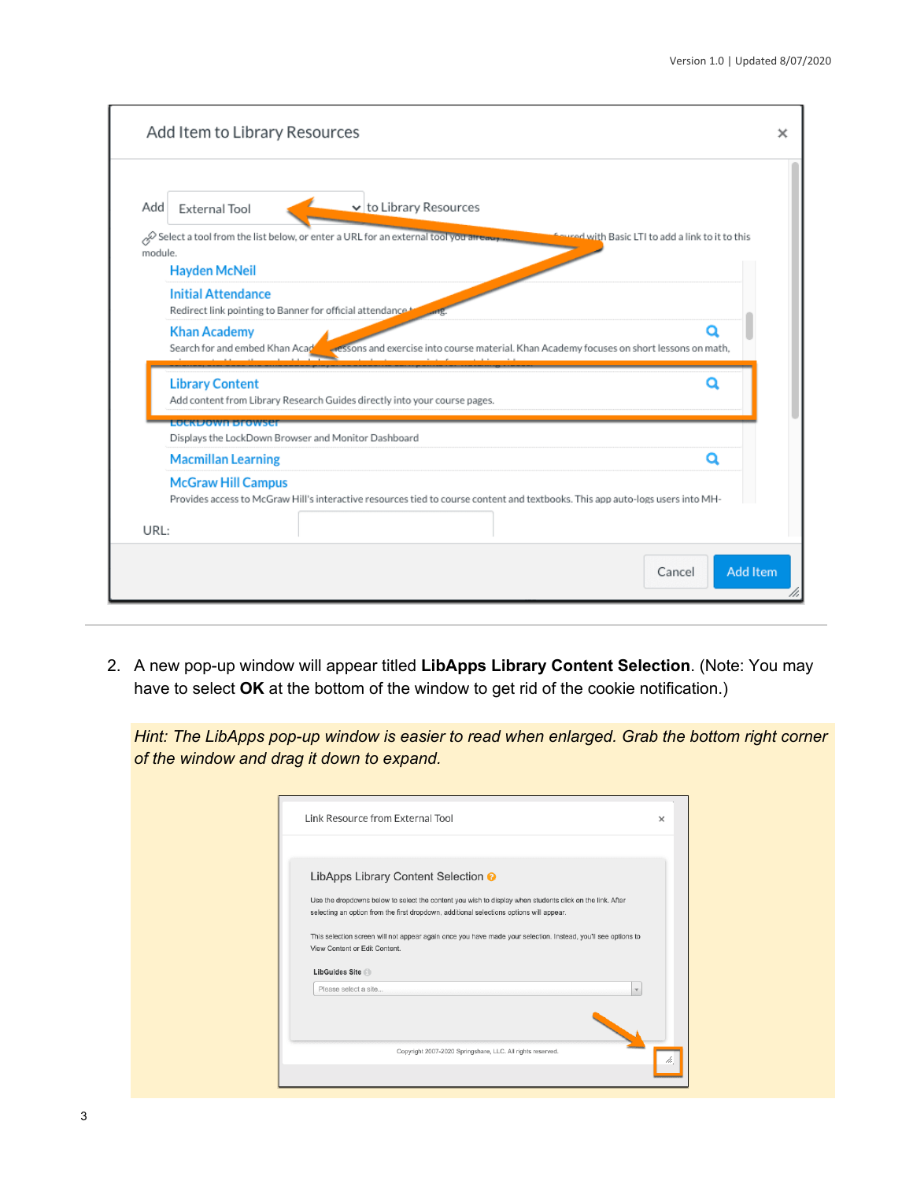2. A new pop-up window will appear titled **LibApps Library Content Selection**. (Note: You may have to select **OK** at the bottom of the window to get rid of the cookie notification.)

*Hint: The LibApps pop-up window is easier to read when enlarged. Grab the bottom right corner of the window and drag it down to expand.*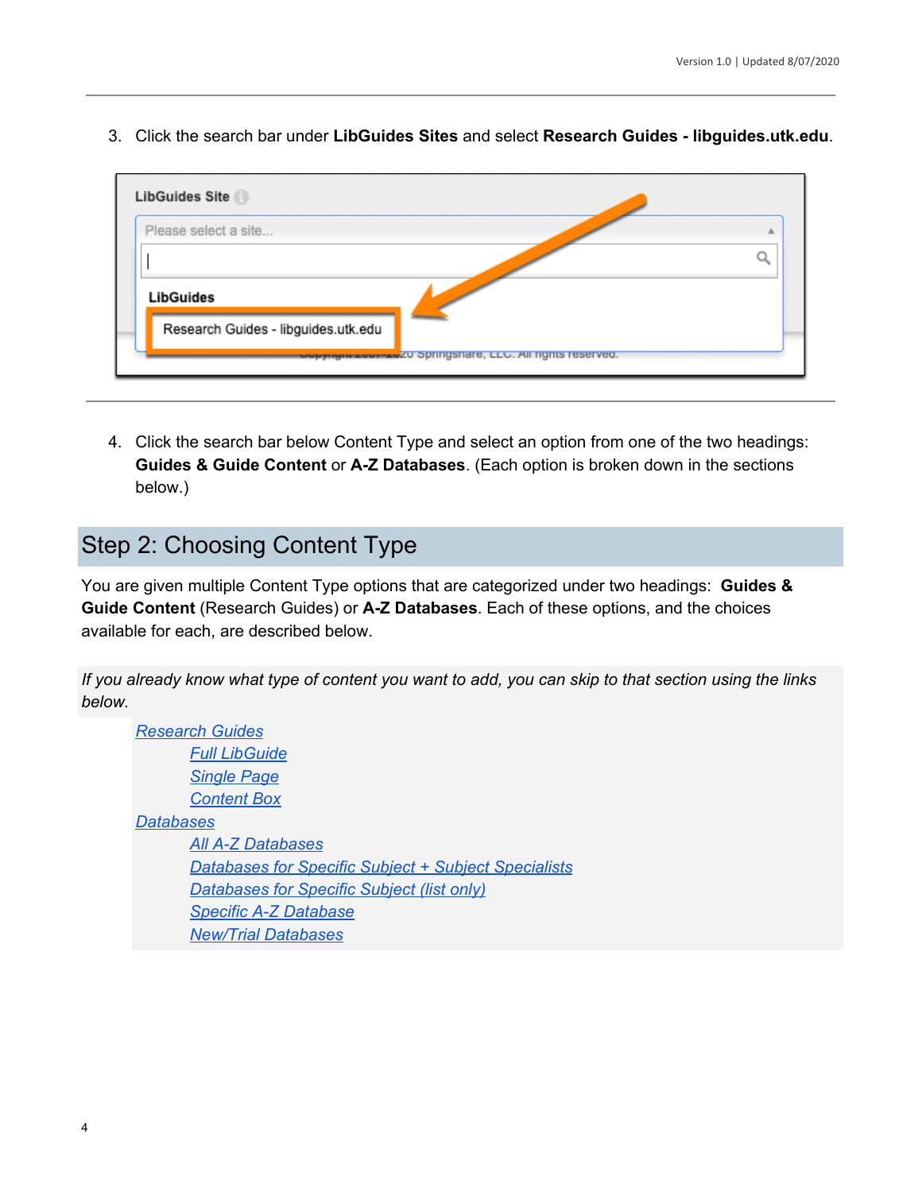3. Click the search bar under **LibGuides Sites** and select **Research Guides - libguides.utk.edu**.

4. Click the search bar below Content Type and select an option from one of the two headings: **Guides & Guide Content** or **A-Z Databases**. (Each option is broken down in the sections below.)

## Step 2: Choosing Content Type

You are given multiple Content Type options that are categorized under two headings: **Guides & Guide Content** (Research Guides) or **A-Z Databases**. Each of these options, and the choices available for each, are described below.

*If you already know what type of content you want to add, you can skip to that section using the links below.*

- Research Guides
    - Full LibGuide
    - Single Page
    - Content Box
- Databases
    - All A-Z Databases
    - Databases for Specific Subject + Subject Specialists
    - Databases for Specific Subject (list only)
    - Specific A-Z Database
    - New/Trial Databases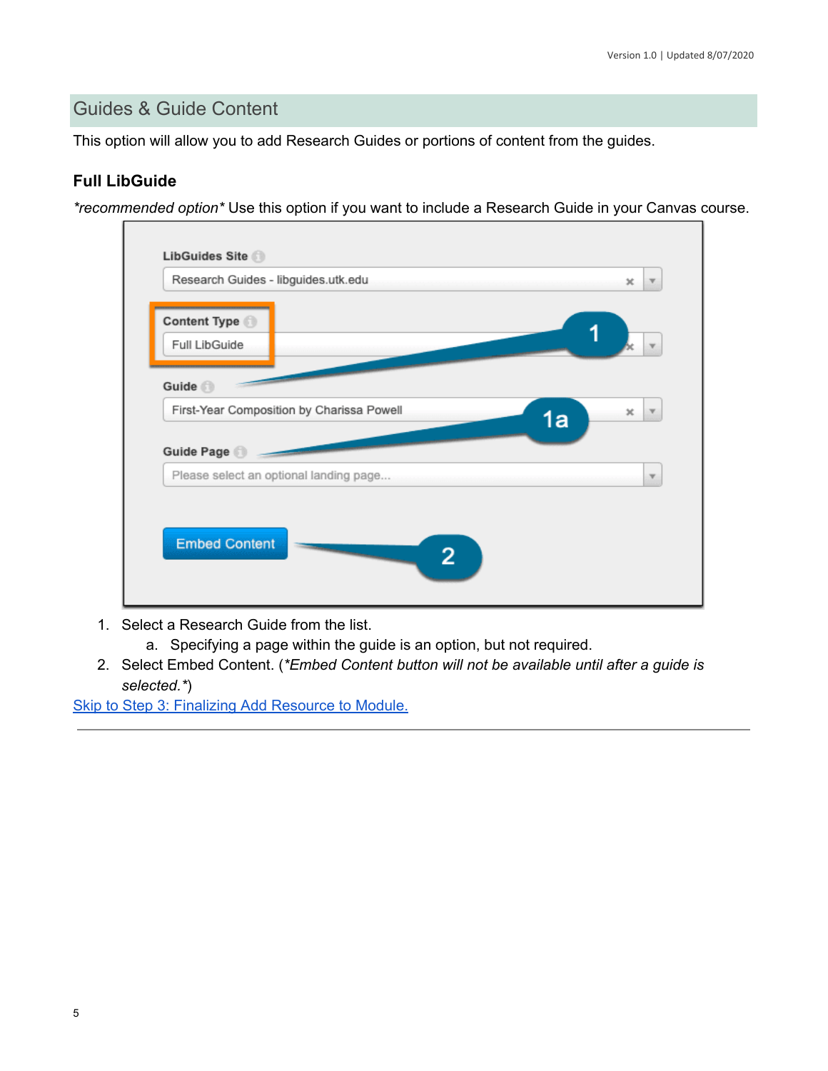## Guides & Guide Content

This option will allow you to add Research Guides or portions of content from the guides.

### Full LibGuide

*\*recommended option\** Use this option if you want to include a Research Guide in your Canvas course.

1. Select a Research Guide from the list.
    a. Specifying a page within the guide is an option, but not required.
2. Select Embed Content. (*\*Embed Content button will not be available until after a guide is selected.\**)

Skip to Step 3: Finalizing Add Resource to Module.

---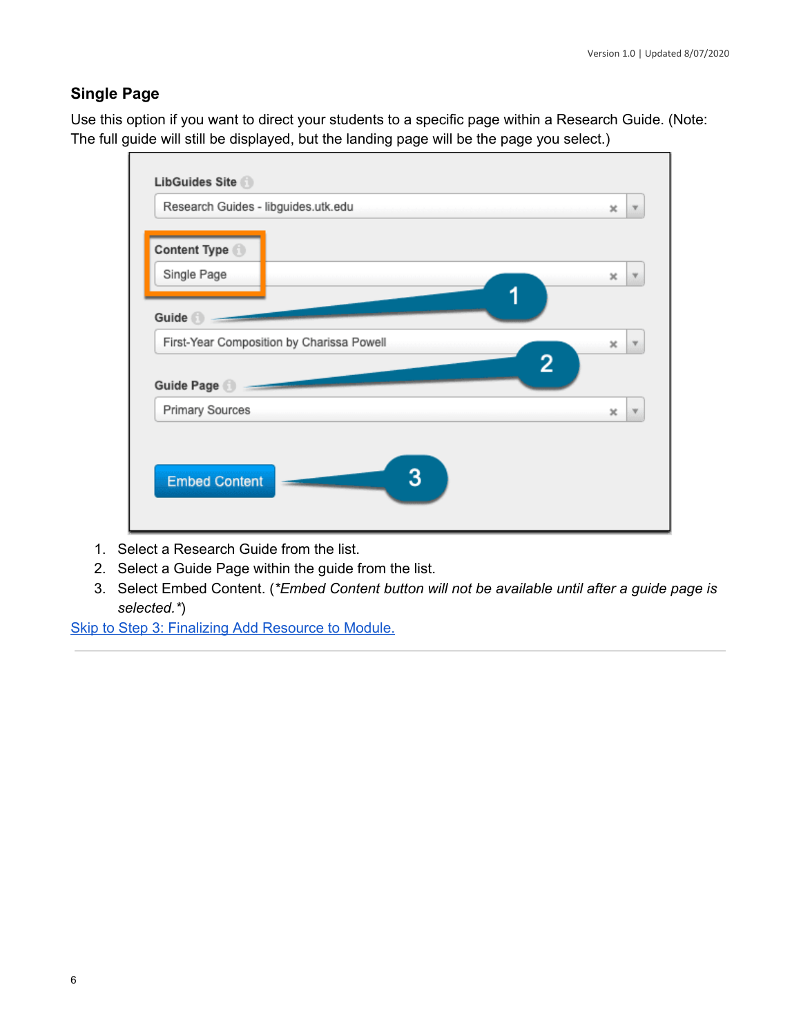## Single Page

Use this option if you want to direct your students to a specific page within a Research Guide. (Note: The full guide will still be displayed, but the landing page will be the page you select.)

1. Select a Research Guide from the list.
2. Select a Guide Page within the guide from the list.
3. Select Embed Content. (**Embed Content button will not be available until after a guide page is selected.**)

[Skip to Step 3: Finalizing Add Resource to Module.]

---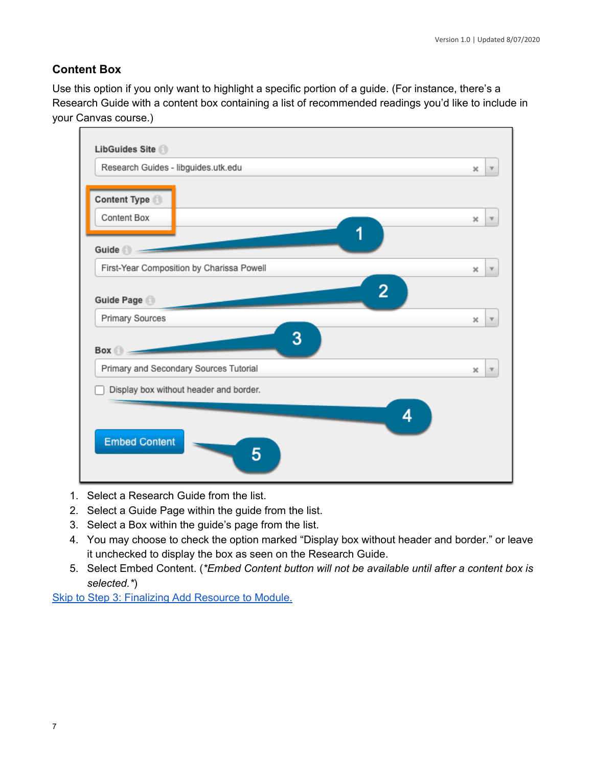### Content Box

Use this option if you only want to highlight a specific portion of a guide. (For instance, there's a Research Guide with a content box containing a list of recommended readings you'd like to include in your Canvas course.)

1. Select a Research Guide from the list.
2. Select a Guide Page within the guide from the list.
3. Select a Box within the guide's page from the list.
4. You may choose to check the option marked "Display box without header and border." or leave it unchecked to display the box as seen on the Research Guide.
5. Select Embed Content. (*\*Embed Content button will not be available until after a content box is selected.\**)

[Skip to Step 3: Finalizing Add Resource to Module.]()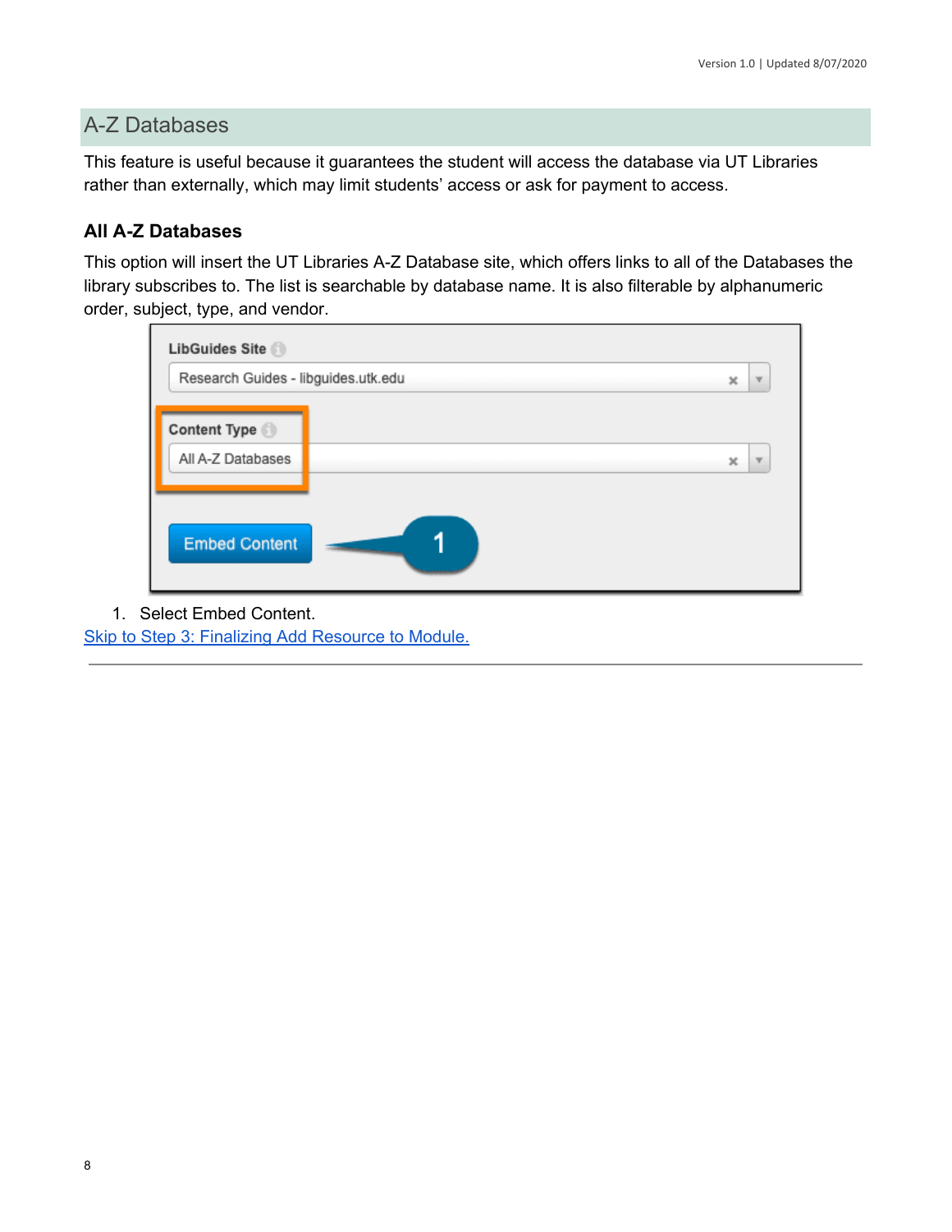## A-Z Databases

This feature is useful because it guarantees the student will access the database via UT Libraries rather than externally, which may limit students' access or ask for payment to access.

### All A-Z Databases

This option will insert the UT Libraries A-Z Database site, which offers links to all of the Databases the library subscribes to. The list is searchable by database name. It is also filterable by alphanumeric order, subject, type, and vendor.

1. Select Embed Content.

[Skip to Step 3: Finalizing Add Resource to Module.]()

---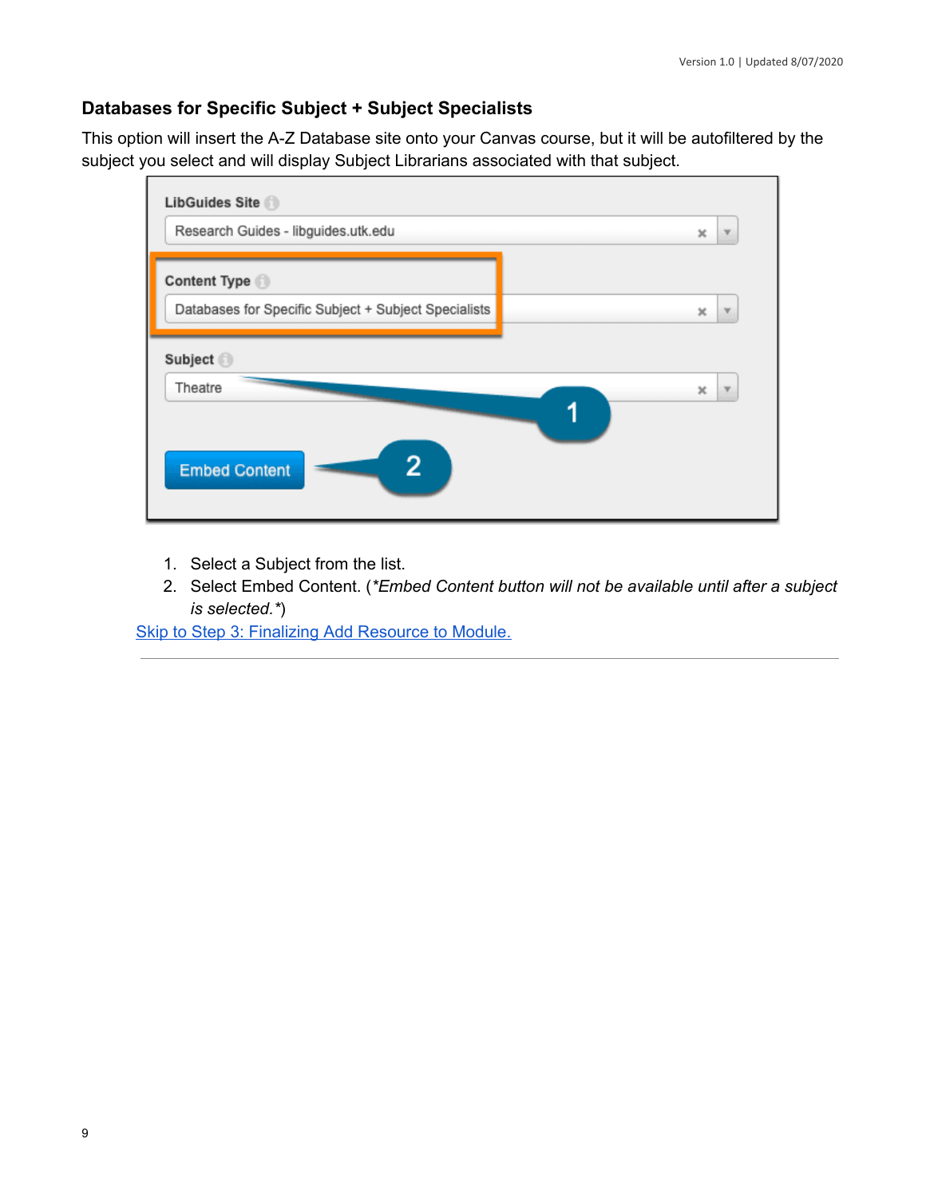### Databases for Specific Subject + Subject Specialists

This option will insert the A-Z Database site onto your Canvas course, but it will be autofiltered by the subject you select and will display Subject Librarians associated with that subject.

1. Select a Subject from the list.
2. Select Embed Content. (*\*Embed Content button will not be available until after a subject is selected.\**)

Skip to Step 3: Finalizing Add Resource to Module.

---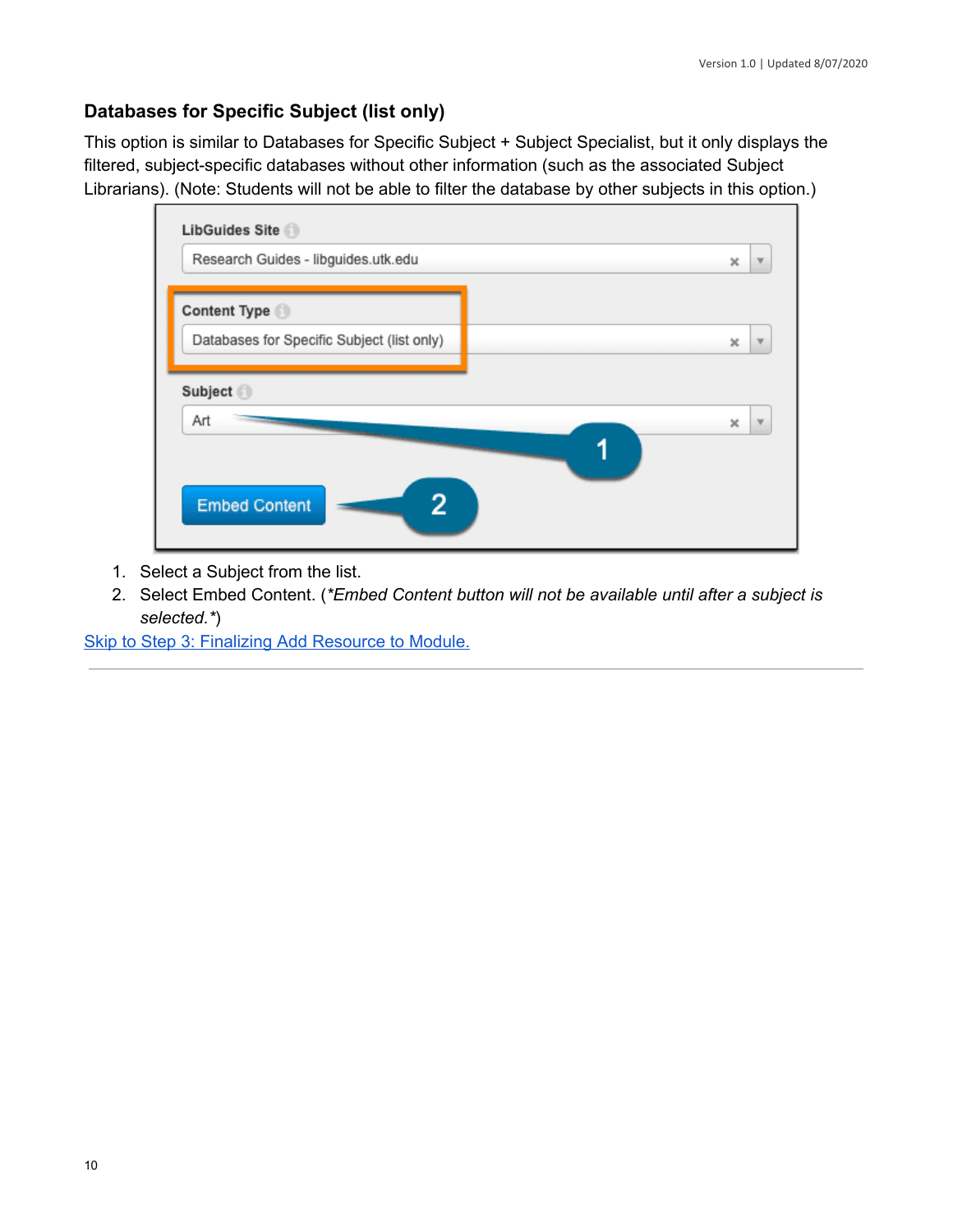### Databases for Specific Subject (list only)

This option is similar to Databases for Specific Subject + Subject Specialist, but it only displays the filtered, subject-specific databases without other information (such as the associated Subject Librarians). (Note: Students will not be able to filter the database by other subjects in this option.)

1. Select a Subject from the list.
2. Select Embed Content. (*\*Embed Content button will not be available until after a subject is selected.\**)

[Skip to Step 3: Finalizing Add Resource to Module.]

---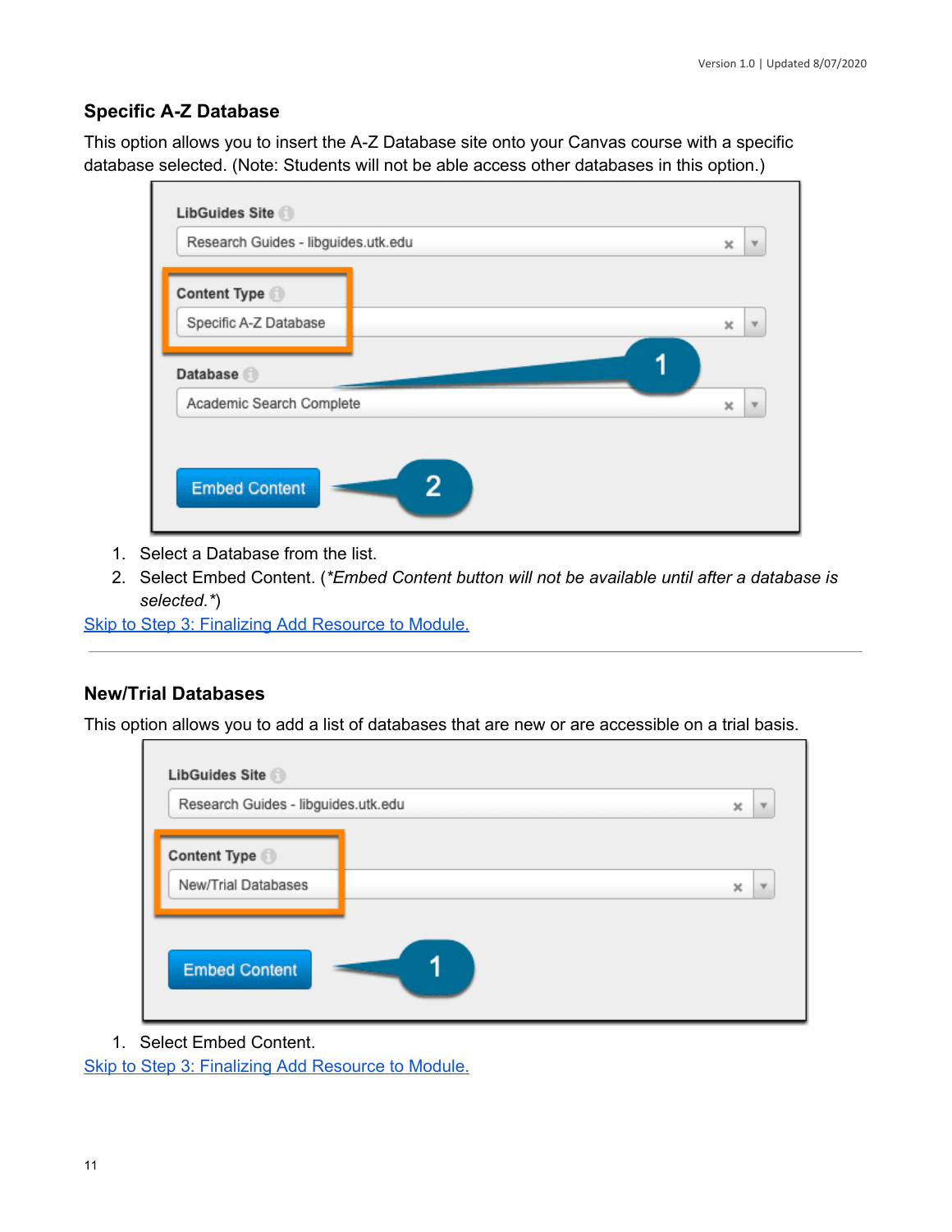### Specific A-Z Database

This option allows you to insert the A-Z Database site onto your Canvas course with a specific database selected. (Note: Students will not be able access other databases in this option.)

1. Select a Database from the list.
2. Select Embed Content. (*Embed Content button will not be available until after a database is selected.*)

Skip to Step 3: Finalizing Add Resource to Module.

---

### New/Trial Databases

This option allows you to add a list of databases that are new or are accessible on a trial basis.

1. Select Embed Content.

Skip to Step 3: Finalizing Add Resource to Module.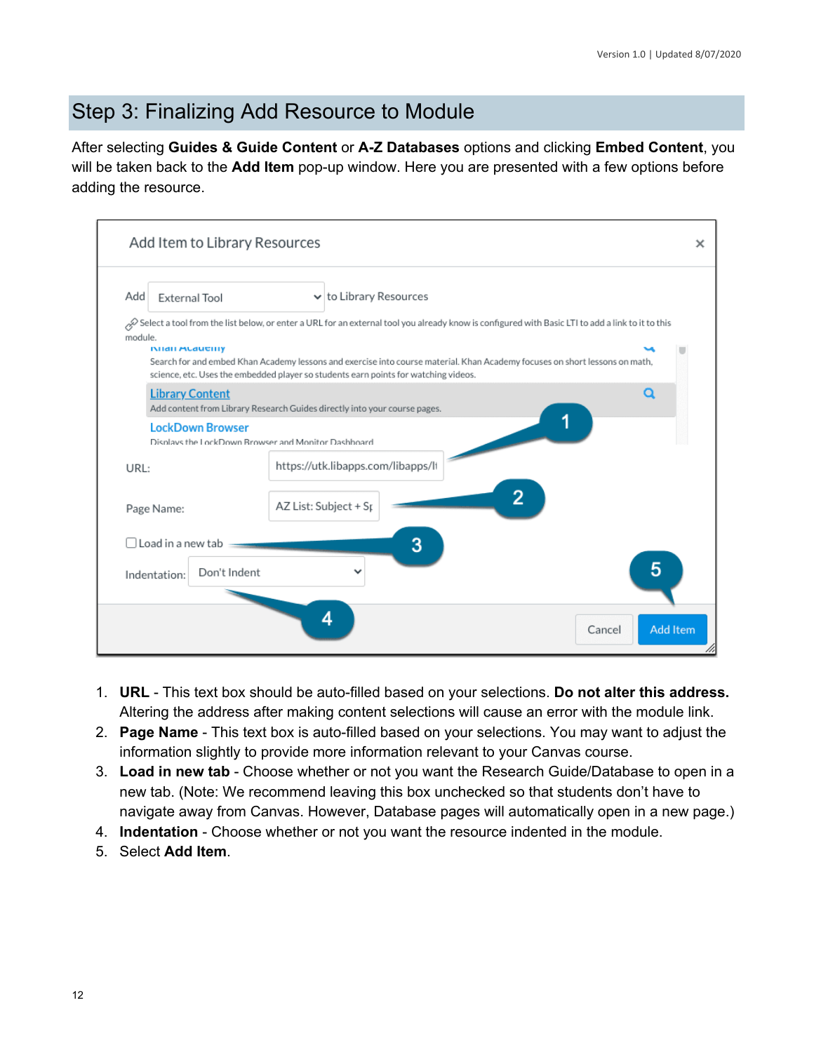## Step 3: Finalizing Add Resource to Module

After selecting **Guides & Guide Content** or **A-Z Databases** options and clicking **Embed Content**, you will be taken back to the **Add Item** pop-up window. Here you are presented with a few options before adding the resource.

1. **URL** - This text box should be auto-filled based on your selections. **Do not alter this address.** Altering the address after making content selections will cause an error with the module link.
2. **Page Name** - This text box is auto-filled based on your selections. You may want to adjust the information slightly to provide more information relevant to your Canvas course.
3. **Load in new tab** - Choose whether or not you want the Research Guide/Database to open in a new tab. (Note: We recommend leaving this box unchecked so that students don't have to navigate away from Canvas. However, Database pages will automatically open in a new page.)
4. **Indentation** - Choose whether or not you want the resource indented in the module.
5. Select **Add Item**.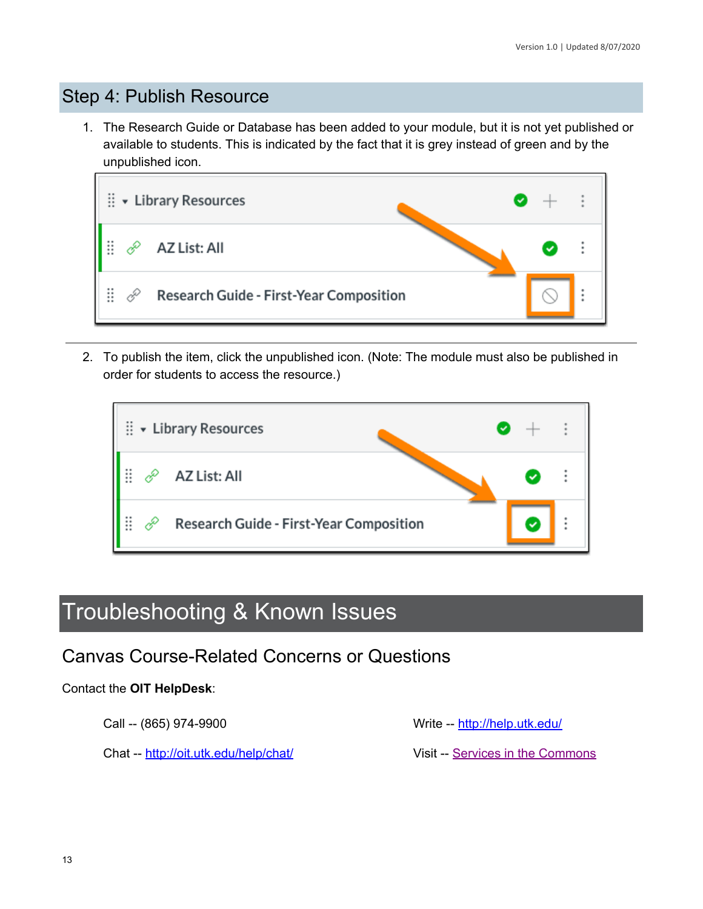## Step 4: Publish Resource

1. The Research Guide or Database has been added to your module, but it is not yet published or available to students. This is indicated by the fact that it is grey instead of green and by the unpublished icon.

2. To publish the item, click the unpublished icon. (Note: The module must also be published in order for students to access the resource.)

# Troubleshooting & Known Issues

## Canvas Course-Related Concerns or Questions

Contact the **OIT HelpDesk**:

Call -- (865) 974-9900

Write -- http://help.utk.edu/

Chat -- http://oit.utk.edu/help/chat/

Visit -- Services in the Commons